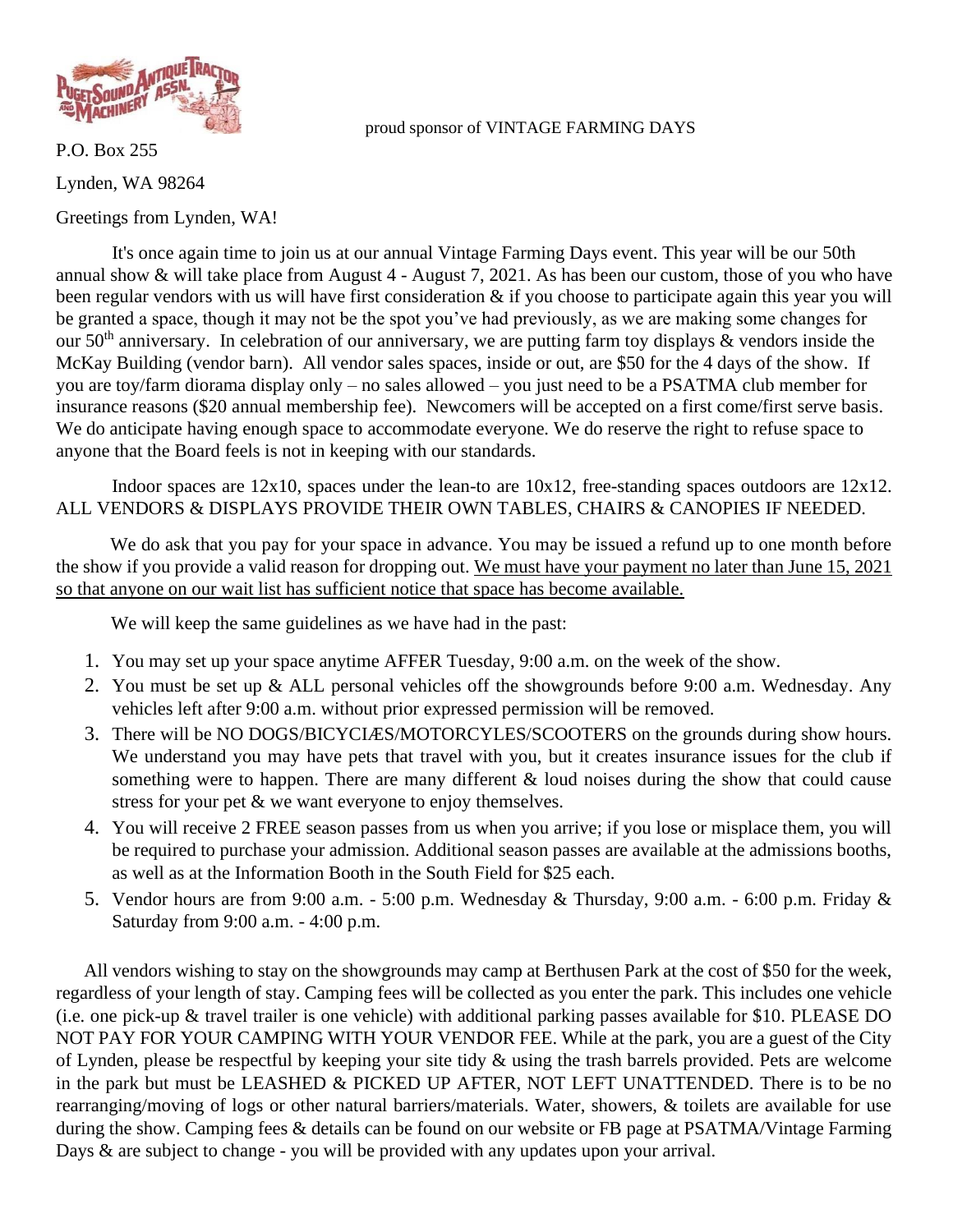proud sponsor of VINTAGE FARMING DAYS

P.O. Box 255

Lynden, WA 98264

Greetings from Lynden, WA!

It's once again time to join us at our annual Vintage Farming Days event. This year will be our 50th annual show & will take place from August 4 - August 7, 2021. As has been our custom, those of you who have been regular vendors with us will have first consideration & if you choose to participate again this year you will be granted a space, though it may not be the spot you've had previously, as we are making some changes for our 50th anniversary. In celebration of our anniversary, we are putting farm toy displays & vendors inside the McKay Building (vendor barn). All vendor sales spaces, inside or out, are $50 for the 4 days of the show. If you are toy/farm diorama display only – no sales allowed – you just need to be a PSATMA club member for insurance reasons ($20 annual membership fee). Newcomers will be accepted on a first come/first serve basis. We do anticipate having enough space to accommodate everyone. We do reserve the right to refuse space to anyone that the Board feels is not in keeping with our standards.

Indoor spaces are 12x10, spaces under the lean-to are 10x12, free-standing spaces outdoors are 12x12. ALL VENDORS & DISPLAYS PROVIDE THEIR OWN TABLES, CHAIRS & CANOPIES IF NEEDED.

We do ask that you pay for your space in advance. You may be issued a refund up to one month before the show if you provide a valid reason for dropping out. <u>We must have your payment no later than June 15, 2021 so that anyone on our wait list has sufficient notice that space has become available.</u>

We will keep the same guidelines as we have had in the past:

1. You may set up your space anytime AFFER Tuesday, 9:00 a.m. on the week of the show.
2. You must be set up & ALL personal vehicles off the showgrounds before 9:00 a.m. Wednesday. Any vehicles left after 9:00 a.m. without prior expressed permission will be removed.
3. There will be NO DOGS/BICYCLÆS/MOTORCYLES/SCOOTERS on the grounds during show hours. We understand you may have pets that travel with you, but it creates insurance issues for the club if something were to happen. There are many different & loud noises during the show that could cause stress for your pet & we want everyone to enjoy themselves.
4. You will receive 2 FREE season passes from us when you arrive; if you lose or misplace them, you will be required to purchase your admission. Additional season passes are available at the admissions booths, as well as at the Information Booth in the South Field for $25 each.
5. Vendor hours are from 9:00 a.m. - 5:00 p.m. Wednesday & Thursday, 9:00 a.m. - 6:00 p.m. Friday & Saturday from 9:00 a.m. - 4:00 p.m.

All vendors wishing to stay on the showgrounds may camp at Berthusen Park at the cost of $50 for the week, regardless of your length of stay. Camping fees will be collected as you enter the park. This includes one vehicle (i.e. one pick-up & travel trailer is one vehicle) with additional parking passes available for $10. PLEASE DO NOT PAY FOR YOUR CAMPING WITH YOUR VENDOR FEE. While at the park, you are a guest of the City of Lynden, please be respectful by keeping your site tidy & using the trash barrels provided. Pets are welcome in the park but must be LEASHED & PICKED UP AFTER, NOT LEFT UNATTENDED. There is to be no rearranging/moving of logs or other natural barriers/materials. Water, showers, & toilets are available for use during the show. Camping fees & details can be found on our website or FB page at PSATMA/Vintage Farming Days & are subject to change - you will be provided with any updates upon your arrival.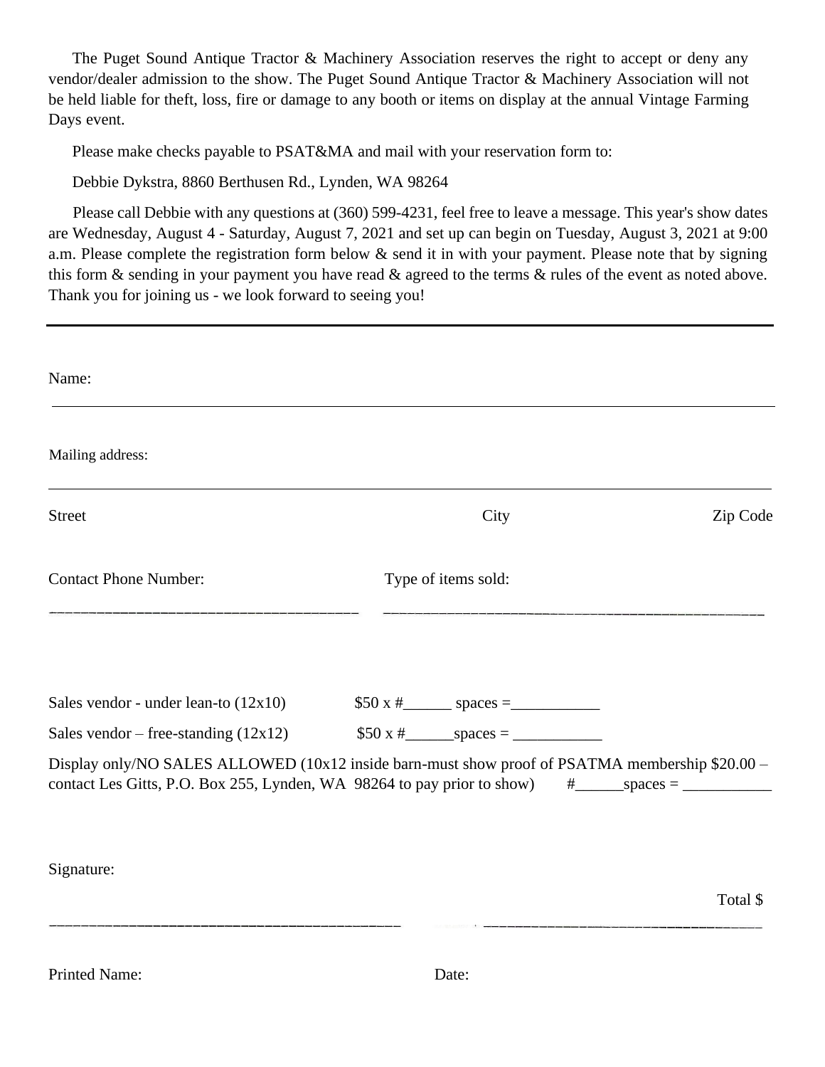The Puget Sound Antique Tractor & Machinery Association reserves the right to accept or deny any vendor/dealer admission to the show. The Puget Sound Antique Tractor & Machinery Association will not be held liable for theft, loss, fire or damage to any booth or items on display at the annual Vintage Farming Days event.

Please make checks payable to PSAT&MA and mail with your reservation form to:

Debbie Dykstra, 8860 Berthusen Rd., Lynden, WA 98264

Please call Debbie with any questions at (360) 599-4231, feel free to leave a message. This year's show dates are Wednesday, August 4 - Saturday, August 7, 2021 and set up can begin on Tuesday, August 3, 2021 at 9:00 a.m. Please complete the registration form below & send it in with your payment. Please note that by signing this form & sending in your payment you have read & agreed to the terms & rules of the event as noted above. Thank you for joining us - we look forward to seeing you!

---

Name:

______________________________________________________________________________

Mailing address:

______________________________________________________________________________

Street City Zip Code

Contact Phone Number: Type of items sold:

_______________________________________ _______________________________________________

Sales vendor - under lean-to (12x10) $50 x #______ spaces =___________

Sales vendor – free-standing (12x12) $50 x #______spaces = ___________

Display only/NO SALES ALLOWED (10x12 inside barn-must show proof of PSATMA membership $20.00 – contact Les Gitts, P.O. Box 255, Lynden, WA 98264 to pay prior to show) #______spaces = ___________

Signature:

Total $

_____________________________________________ ____________________________________

Printed Name: Date: